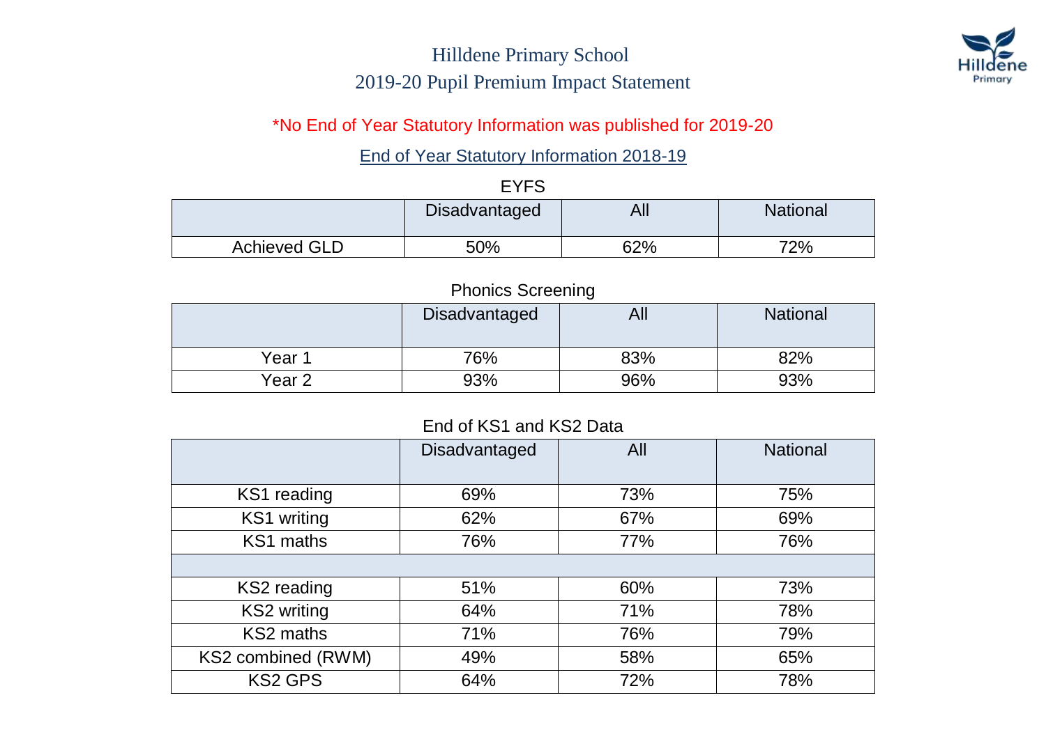# Hilldene Primary School

## 2019-20 Pupil Premium Impact Statement

*No End of Year Statutory Information was published for 2019-20

### End of Year Statutory Information 2018-19

EYFS

| | Disadvantaged | All | National |
|---|---|---|---|
| Achieved GLD | 50% | 62% | 72% |

Phonics Screening

| | Disadvantaged | All | National |
|---|---|---|---|
| Year 1 | 76% | 83% | 82% |
| Year 2 | 93% | 96% | 93% |

End of KS1 and KS2 Data

| | Disadvantaged | All | National |
|---|---|---|---|
| KS1 reading | 69% | 73% | 75% |
| KS1 writing | 62% | 67% | 69% |
| KS1 maths | 76% | 77% | 76% |
| | | | |
| KS2 reading | 51% | 60% | 73% |
| KS2 writing | 64% | 71% | 78% |
| KS2 maths | 71% | 76% | 79% |
| KS2 combined (RWM) | 49% | 58% | 65% |
| KS2 GPS | 64% | 72% | 78% |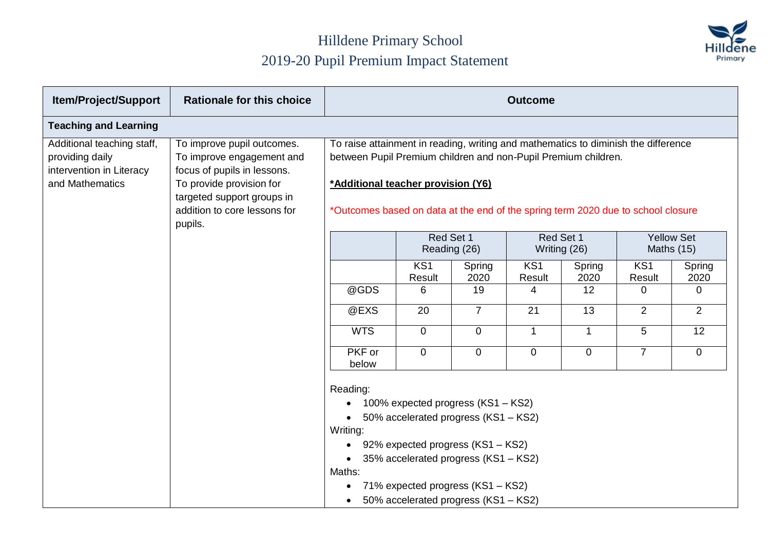# Hilldene Primary School
## 2019-20 Pupil Premium Impact Statement

| Item/Project/Support | Rationale for this choice | Outcome |
|---|---|---|
| **Teaching and Learning** | | |
| Additional teaching staff, providing daily intervention in Literacy and Mathematics | To improve pupil outcomes. To improve engagement and focus of pupils in lessons. To provide provision for targeted support groups in addition to core lessons for pupils. | To raise attainment in reading, writing and mathematics to diminish the difference between Pupil Premium children and non-Pupil Premium children. <br><br> **\*Additional teacher provision (Y6)** <br><br> \*Outcomes based on data at the end of the spring term 2020 due to school closure |

| | Red Set 1 Reading (26) | | Red Set 1 Writing (26) | | Yellow Set Maths (15) | |
|---|---|---|---|---|---|---|
| | KS1 Result | Spring 2020 | KS1 Result | Spring 2020 | KS1 Result | Spring 2020 |
| @GDS | 6 | 19 | 4 | 12 | 0 | 0 |
| @EXS | 20 | 7 | 21 | 13 | 2 | 2 |
| WTS | 0 | 0 | 1 | 1 | 5 | 12 |
| PKF or below | 0 | 0 | 0 | 0 | 7 | 0 |

Reading:

- 100% expected progress (KS1 – KS2)
- 50% accelerated progress (KS1 – KS2)

Writing:

- 92% expected progress (KS1 – KS2)
- 35% accelerated progress (KS1 – KS2)

Maths:

- 71% expected progress (KS1 – KS2)
- 50% accelerated progress (KS1 – KS2)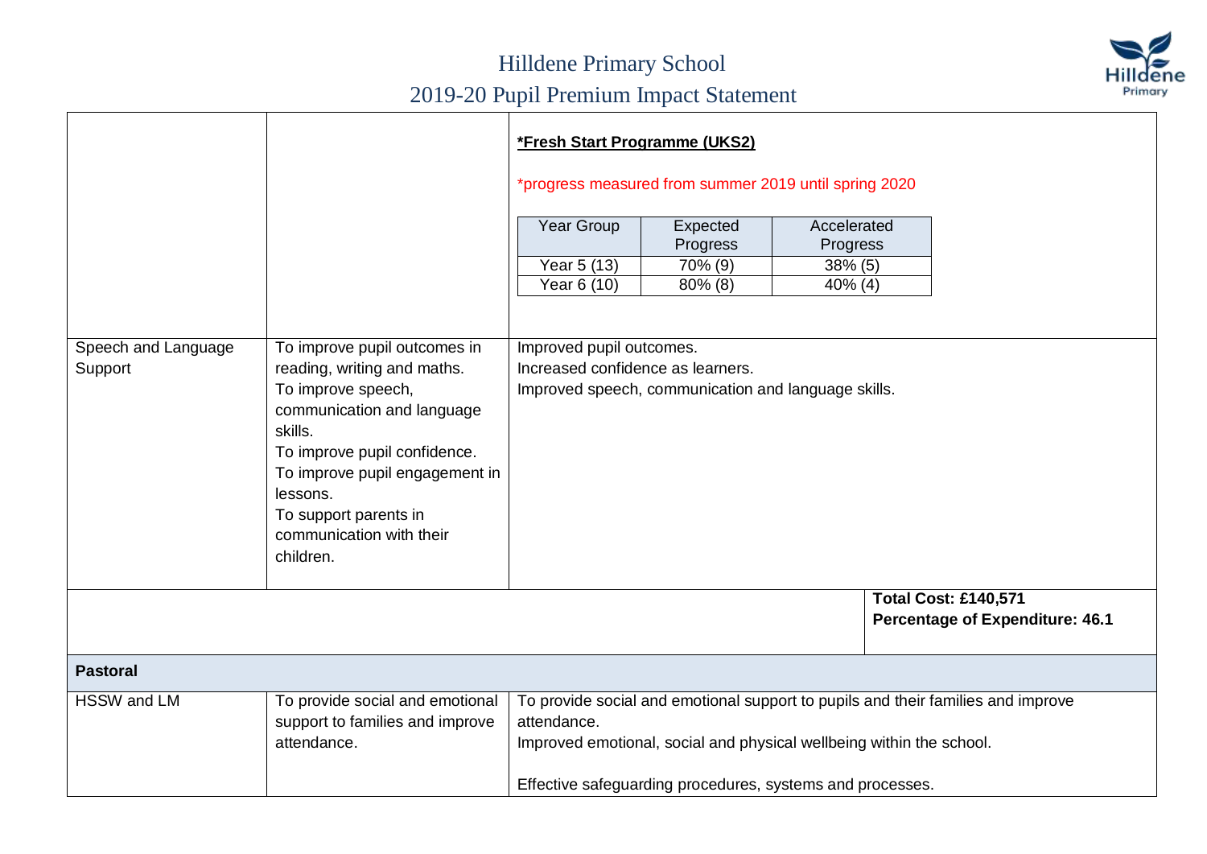# Hilldene Primary School

## 2019-20 Pupil Premium Impact Statement

| | | |
|---|---|---|
| | | **\*Fresh Start Programme (UKS2)**<br><br>\*progress measured from summer 2019 until spring 2020<br><br>Year Group / Expected Progress / Accelerated Progress<br>Year 5 (13): 70% (9) / 38% (5)<br>Year 6 (10): 80% (8) / 40% (4) |
| Speech and Language Support | To improve pupil outcomes in reading, writing and maths.<br>To improve speech, communication and language skills.<br>To improve pupil confidence.<br>To improve pupil engagement in lessons.<br>To support parents in communication with their children. | Improved pupil outcomes.<br>Increased confidence as learners.<br>Improved speech, communication and language skills. |
| | | **Total Cost: £140,571**<br>**Percentage of Expenditure: 46.1** |
| **Pastoral** | | |
| HSSW and LM | To provide social and emotional support to families and improve attendance. | To provide social and emotional support to pupils and their families and improve attendance.<br>Improved emotional, social and physical wellbeing within the school.<br><br>Effective safeguarding procedures, systems and processes. |

| Year Group | Expected Progress | Accelerated Progress |
|---|---|---|
| Year 5 (13) | 70% (9) | 38% (5) |
| Year 6 (10) | 80% (8) | 40% (4) |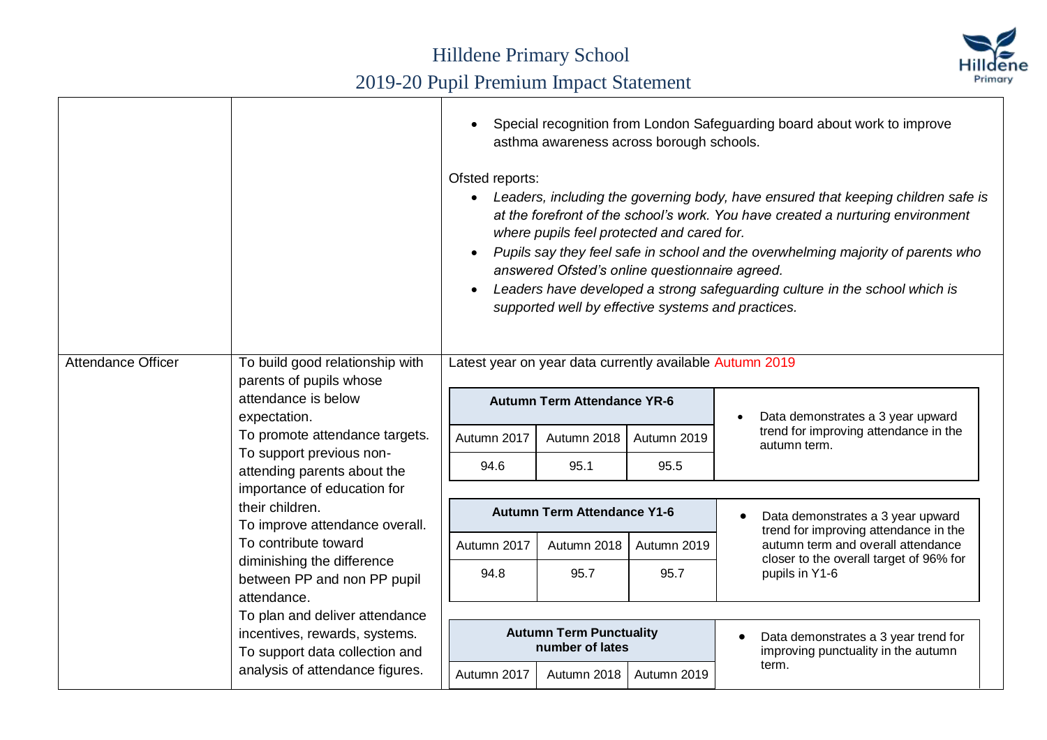# Hilldene Primary School

## 2019-20 Pupil Premium Impact Statement

| | | |
|---|---|---|
| | | • Special recognition from London Safeguarding board about work to improve asthma awareness across borough schools.<br><br>Ofsted reports:<br>• *Leaders, including the governing body, have ensured that keeping children safe is at the forefront of the school's work. You have created a nurturing environment where pupils feel protected and cared for.*<br>• *Pupils say they feel safe in school and the overwhelming majority of parents who answered Ofsted's online questionnaire agreed.*<br>• *Leaders have developed a strong safeguarding culture in the school which is supported well by effective systems and practices.* |
| Attendance Officer | To build good relationship with parents of pupils whose attendance is below expectation.<br>To promote attendance targets.<br>To support previous non-attending parents about the importance of education for their children.<br>To improve attendance overall.<br>To contribute toward diminishing the difference between PP and non PP pupil attendance.<br>To plan and deliver attendance incentives, rewards, systems.<br>To support data collection and analysis of attendance figures. | Latest year on year data currently available Autumn 2019 |

**Autumn Term Attendance YR-6**

| Autumn 2017 | Autumn 2018 | Autumn 2019 | |
|---|---|---|---|
| 94.6 | 95.1 | 95.5 | • Data demonstrates a 3 year upward trend for improving attendance in the autumn term. |

**Autumn Term Attendance Y1-6**

| Autumn 2017 | Autumn 2018 | Autumn 2019 | |
|---|---|---|---|
| 94.8 | 95.7 | 95.7 | • Data demonstrates a 3 year upward trend for improving attendance in the autumn term and overall attendance closer to the overall target of 96% for pupils in Y1-6 |

**Autumn Term Punctuality number of lates**

| Autumn 2017 | Autumn 2018 | Autumn 2019 | |
|---|---|---|---|
| | | | • Data demonstrates a 3 year trend for improving punctuality in the autumn term. |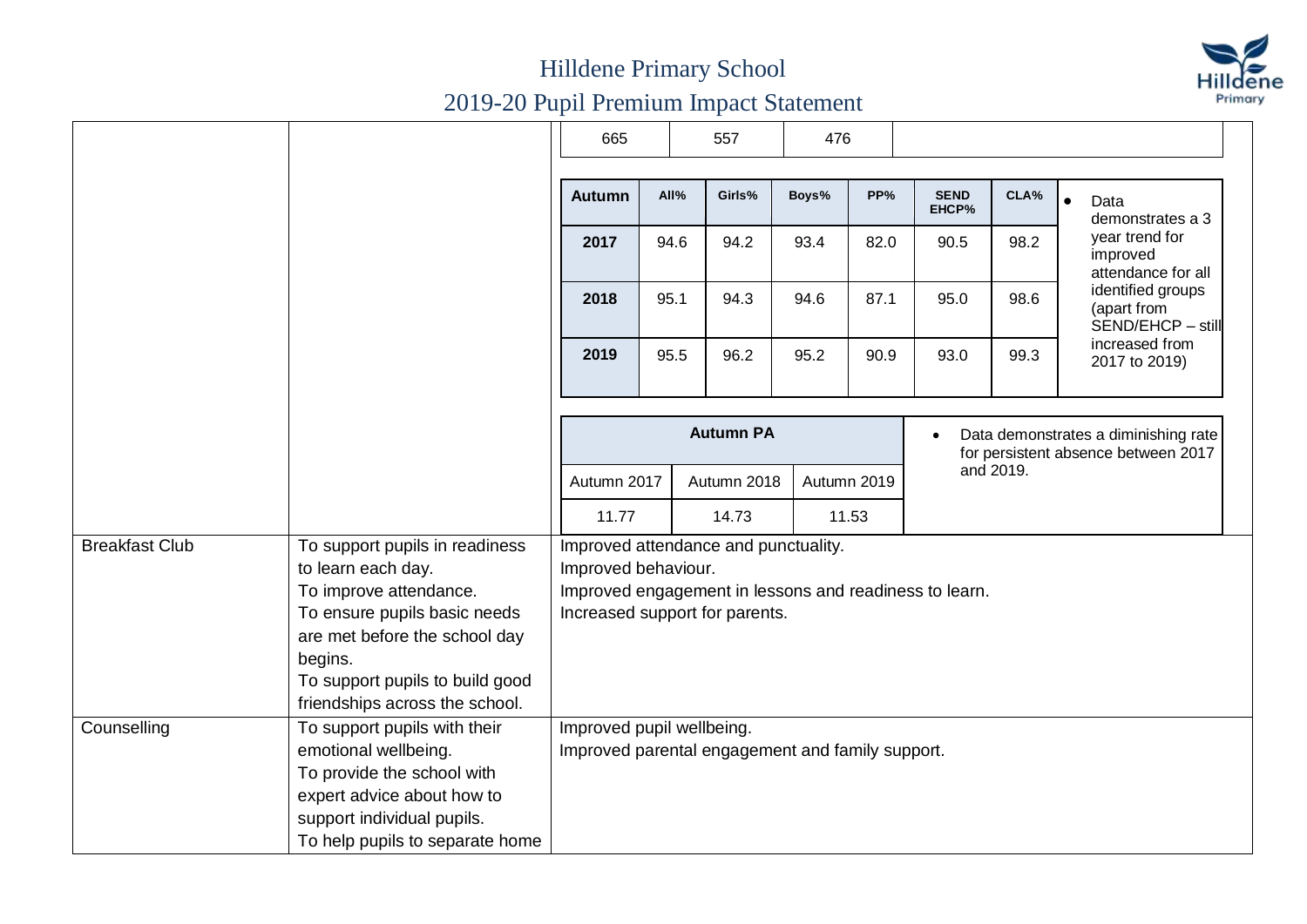# Hilldene Primary School

## 2019-20 Pupil Premium Impact Statement

| | | | | |
|---|---|---|---|---|
| 665 | 557 | 476 | | |

| Autumn | All% | Girls% | Boys% | PP% | SEND EHCP% | CLA% | |
|---|---|---|---|---|---|---|---|
| 2017 | 94.6 | 94.2 | 93.4 | 82.0 | 90.5 | 98.2 | • Data demonstrates a 3 year trend for improved attendance for all identified groups (apart from SEND/EHCP – still increased from 2017 to 2019) |
| 2018 | 95.1 | 94.3 | 94.6 | 87.1 | 95.0 | 98.6 | |
| 2019 | 95.5 | 96.2 | 95.2 | 90.9 | 93.0 | 99.3 | |

| Autumn PA | | | |
|---|---|---|---|
| Autumn 2017 | Autumn 2018 | Autumn 2019 | • Data demonstrates a diminishing rate for persistent absence between 2017 and 2019. |
| 11.77 | 14.73 | 11.53 | |

| | | |
|---|---|---|
| Breakfast Club | To support pupils in readiness to learn each day.<br>To improve attendance.<br>To ensure pupils basic needs are met before the school day begins.<br>To support pupils to build good friendships across the school. | Improved attendance and punctuality.<br>Improved behaviour.<br>Improved engagement in lessons and readiness to learn.<br>Increased support for parents. |
| Counselling | To support pupils with their emotional wellbeing.<br>To provide the school with expert advice about how to support individual pupils.<br>To help pupils to separate home | Improved pupil wellbeing.<br>Improved parental engagement and family support. |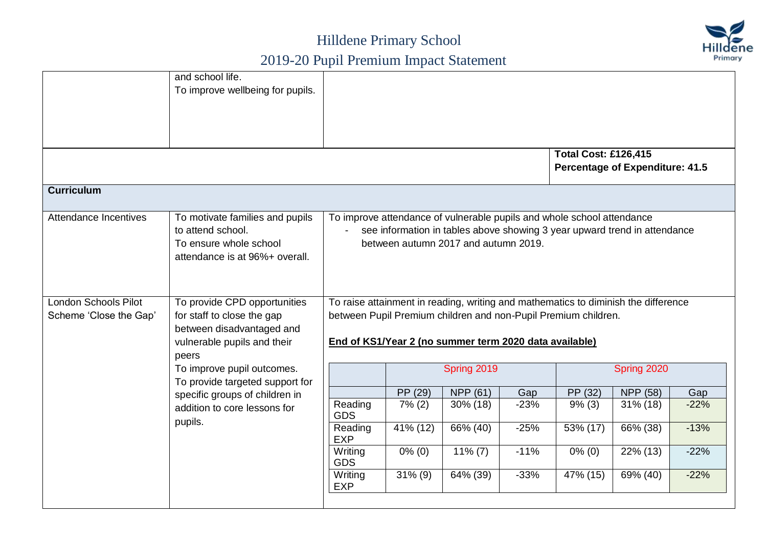| | | |
|---|---|---|
| | and school life. To improve wellbeing for pupils. | |
| | | **Total Cost: £126,415** **Percentage of Expenditure: 41.5** |
| **Curriculum** | | |
| Attendance Incentives | To motivate families and pupils to attend school. To ensure whole school attendance is at 96%+ overall. | To improve attendance of vulnerable pupils and whole school attendance<br>- see information in tables above showing 3 year upward trend in attendance between autumn 2017 and autumn 2019. |
| London Schools Pilot Scheme 'Close the Gap' | To provide CPD opportunities for staff to close the gap between disadvantaged and vulnerable pupils and their peers<br>To improve pupil outcomes.<br>To provide targeted support for specific groups of children in addition to core lessons for pupils. | To raise attainment in reading, writing and mathematics to diminish the difference between Pupil Premium children and non-Pupil Premium children.<br><br>**End of KS1/Year 2 (no summer term 2020 data available)** |

| | Spring 2019 | | | Spring 2020 | | |
|---|---|---|---|---|---|---|
| | PP (29) | NPP (61) | Gap | PP (32) | NPP (58) | Gap |
| Reading GDS | 7% (2) | 30% (18) | -23% | 9% (3) | 31% (18) | -22% |
| Reading EXP | 41% (12) | 66% (40) | -25% | 53% (17) | 66% (38) | -13% |
| Writing GDS | 0% (0) | 11% (7) | -11% | 0% (0) | 22% (13) | -22% |
| Writing EXP | 31% (9) | 64% (39) | -33% | 47% (15) | 69% (40) | -22% |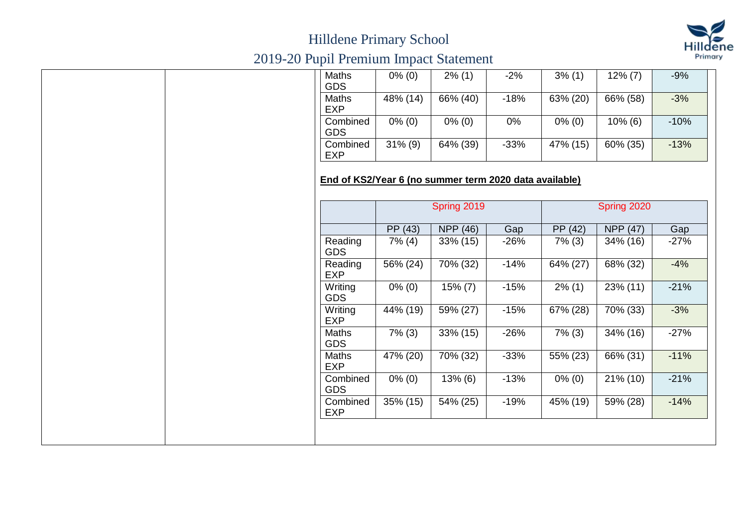| Maths GDS | 0% (0) | 2% (1) | -2% | 3% (1) | 12% (7) | -9% |
|---|---|---|---|---|---|---|
| Maths EXP | 48% (14) | 66% (40) | -18% | 63% (20) | 66% (58) | -3% |
| Combined GDS | 0% (0) | 0% (0) | 0% | 0% (0) | 10% (6) | -10% |
| Combined EXP | 31% (9) | 64% (39) | -33% | 47% (15) | 60% (35) | -13% |

**End of KS2/Year 6 (no summer term 2020 data available)**

| | Spring 2019 | | | Spring 2020 | | |
|---|---|---|---|---|---|---|
| | PP (43) | NPP (46) | Gap | PP (42) | NPP (47) | Gap |
| Reading GDS | 7% (4) | 33% (15) | -26% | 7% (3) | 34% (16) | -27% |
| Reading EXP | 56% (24) | 70% (32) | -14% | 64% (27) | 68% (32) | -4% |
| Writing GDS | 0% (0) | 15% (7) | -15% | 2% (1) | 23% (11) | -21% |
| Writing EXP | 44% (19) | 59% (27) | -15% | 67% (28) | 70% (33) | -3% |
| Maths GDS | 7% (3) | 33% (15) | -26% | 7% (3) | 34% (16) | -27% |
| Maths EXP | 47% (20) | 70% (32) | -33% | 55% (23) | 66% (31) | -11% |
| Combined GDS | 0% (0) | 13% (6) | -13% | 0% (0) | 21% (10) | -21% |
| Combined EXP | 35% (15) | 54% (25) | -19% | 45% (19) | 59% (28) | -14% |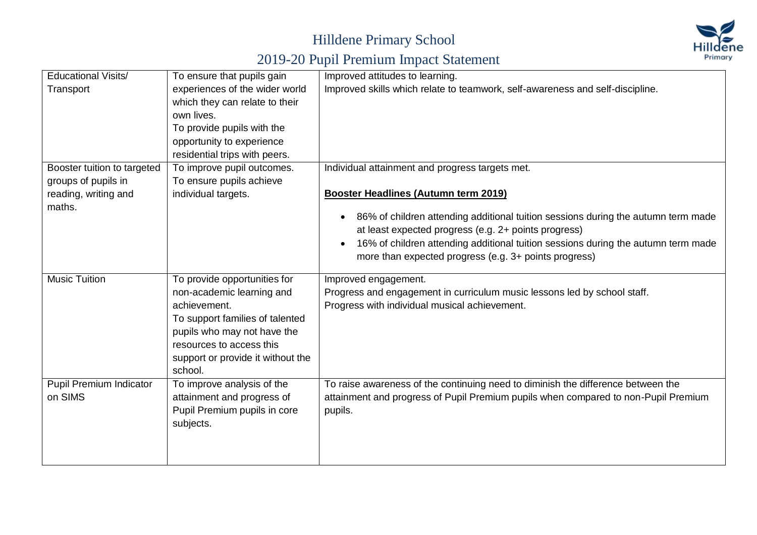| Educational Visits/ Transport | To ensure that pupils gain experiences of the wider world which they can relate to their own lives.<br>To provide pupils with the opportunity to experience residential trips with peers. | Improved attitudes to learning.<br>Improved skills which relate to teamwork, self-awareness and self-discipline. |
|---|---|---|
| Booster tuition to targeted groups of pupils in reading, writing and maths. | To improve pupil outcomes.<br>To ensure pupils achieve individual targets. | Individual attainment and progress targets met.<br><br>**Booster Headlines (Autumn term 2019)**<br><br>• 86% of children attending additional tuition sessions during the autumn term made at least expected progress (e.g. 2+ points progress)<br>• 16% of children attending additional tuition sessions during the autumn term made more than expected progress (e.g. 3+ points progress) |
| Music Tuition | To provide opportunities for non-academic learning and achievement.<br>To support families of talented pupils who may not have the resources to access this support or provide it without the school. | Improved engagement.<br>Progress and engagement in curriculum music lessons led by school staff.<br>Progress with individual musical achievement. |
| Pupil Premium Indicator on SIMS | To improve analysis of the attainment and progress of Pupil Premium pupils in core subjects. | To raise awareness of the continuing need to diminish the difference between the attainment and progress of Pupil Premium pupils when compared to non-Pupil Premium pupils. |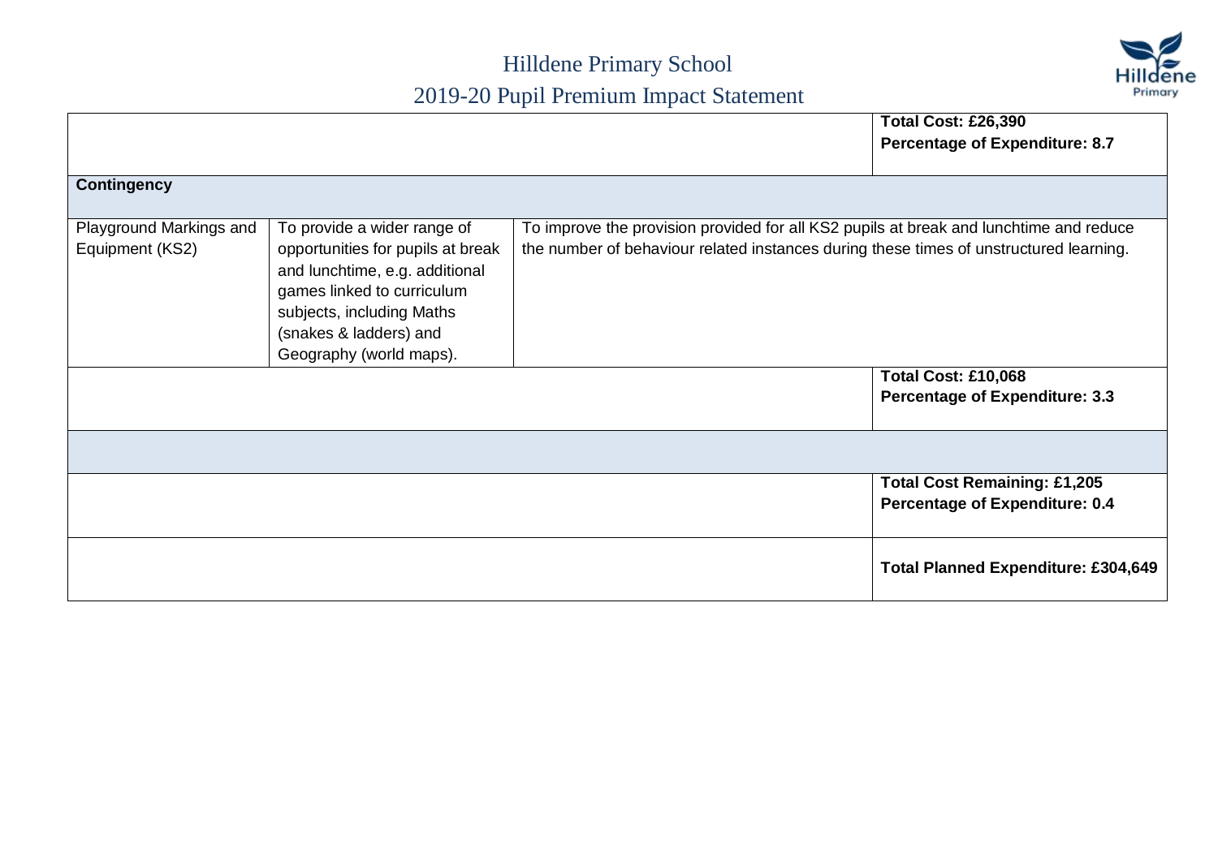# Hilldene Primary School

## 2019-20 Pupil Premium Impact Statement

| | | | |
|---|---|---|---|
| | | | **Total Cost: £26,390**<br>**Percentage of Expenditure: 8.7** |
| **Contingency** | | | |
| Playground Markings and Equipment (KS2) | To provide a wider range of opportunities for pupils at break and lunchtime, e.g. additional games linked to curriculum subjects, including Maths (snakes & ladders) and Geography (world maps). | To improve the provision provided for all KS2 pupils at break and lunchtime and reduce the number of behaviour related instances during these times of unstructured learning. | |
| | | | **Total Cost: £10,068**<br>**Percentage of Expenditure: 3.3** |
| | | | |
| | | | **Total Cost Remaining: £1,205**<br>**Percentage of Expenditure: 0.4** |
| | | | **Total Planned Expenditure: £304,649** |